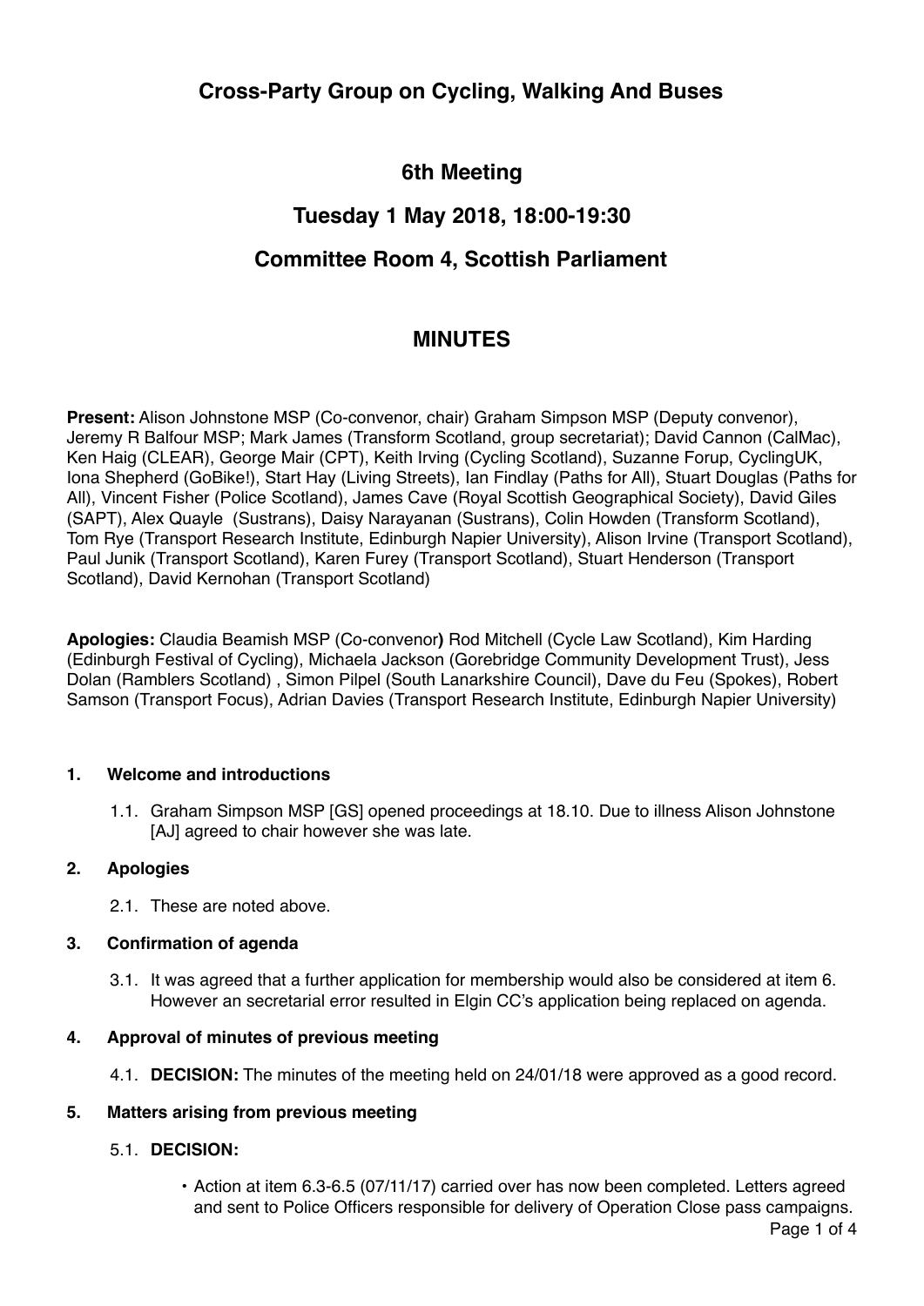# Cross-Party Group on Cycling, Walking And Buses

## 6th Meeting

## Tuesday 1 May 2018, 18:00-19:30

## Committee Room 4, Scottish Parliament

## MINUTES

**Present:** Alison Johnstone MSP (Co-convenor, chair) Graham Simpson MSP (Deputy convenor), Jeremy R Balfour MSP; Mark James (Transform Scotland, group secretariat); David Cannon (CalMac), Ken Haig (CLEAR), George Mair (CPT), Keith Irving (Cycling Scotland), Suzanne Forup, CyclingUK, Iona Shepherd (GoBike!), Start Hay (Living Streets), Ian Findlay (Paths for All), Stuart Douglas (Paths for All), Vincent Fisher (Police Scotland), James Cave (Royal Scottish Geographical Society), David Giles (SAPT), Alex Quayle (Sustrans), Daisy Narayanan (Sustrans), Colin Howden (Transform Scotland), Tom Rye (Transport Research Institute, Edinburgh Napier University), Alison Irvine (Transport Scotland), Paul Junik (Transport Scotland), Karen Furey (Transport Scotland), Stuart Henderson (Transport Scotland), David Kernohan (Transport Scotland)

**Apologies:** Claudia Beamish MSP (Co-convenor**)** Rod Mitchell (Cycle Law Scotland), Kim Harding (Edinburgh Festival of Cycling), Michaela Jackson (Gorebridge Community Development Trust), Jess Dolan (Ramblers Scotland) , Simon Pilpel (South Lanarkshire Council), Dave du Feu (Spokes), Robert Samson (Transport Focus), Adrian Davies (Transport Research Institute, Edinburgh Napier University)

**1. Welcome and introductions**

1.1. Graham Simpson MSP [GS] opened proceedings at 18.10. Due to illness Alison Johnstone [AJ] agreed to chair however she was late.

**2. Apologies**

2.1. These are noted above.

**3. Confirmation of agenda**

3.1. It was agreed that a further application for membership would also be considered at item 6. However an secretarial error resulted in Elgin CC's application being replaced on agenda.

**4. Approval of minutes of previous meeting**

4.1. **DECISION:** The minutes of the meeting held on 24/01/18 were approved as a good record.

**5. Matters arising from previous meeting**

5.1. **DECISION:**

- Action at item 6.3-6.5 (07/11/17) carried over has now been completed. Letters agreed and sent to Police Officers responsible for delivery of Operation Close pass campaigns.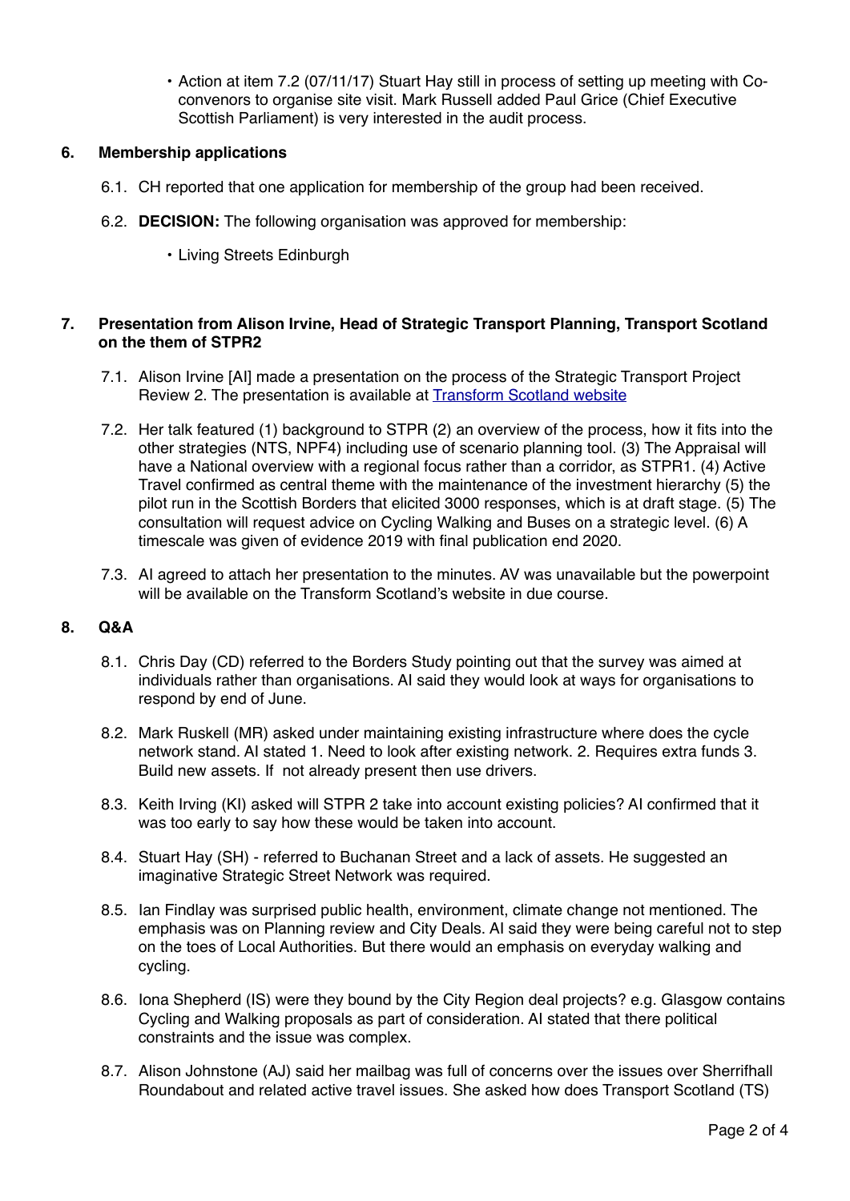- Action at item 7.2 (07/11/17) Stuart Hay still in process of setting up meeting with Co-convenors to organise site visit. Mark Russell added Paul Grice (Chief Executive Scottish Parliament) is very interested in the audit process.

**6. Membership applications**

6.1. CH reported that one application for membership of the group had been received.

6.2. **DECISION:** The following organisation was approved for membership:

- Living Streets Edinburgh

**7. Presentation from Alison Irvine, Head of Strategic Transport Planning, Transport Scotland on the them of STPR2**

7.1. Alison Irvine [AI] made a presentation on the process of the Strategic Transport Project Review 2. The presentation is available at [Transform Scotland website]()

7.2. Her talk featured (1) background to STPR (2) an overview of the process, how it fits into the other strategies (NTS, NPF4) including use of scenario planning tool. (3) The Appraisal will have a National overview with a regional focus rather than a corridor, as STPR1. (4) Active Travel confirmed as central theme with the maintenance of the investment hierarchy (5) the pilot run in the Scottish Borders that elicited 3000 responses, which is at draft stage. (5) The consultation will request advice on Cycling Walking and Buses on a strategic level. (6) A timescale was given of evidence 2019 with final publication end 2020.

7.3. AI agreed to attach her presentation to the minutes. AV was unavailable but the powerpoint will be available on the Transform Scotland's website in due course.

**8. Q&A**

8.1. Chris Day (CD) referred to the Borders Study pointing out that the survey was aimed at individuals rather than organisations. AI said they would look at ways for organisations to respond by end of June.

8.2. Mark Ruskell (MR) asked under maintaining existing infrastructure where does the cycle network stand. AI stated 1. Need to look after existing network. 2. Requires extra funds 3. Build new assets. If not already present then use drivers.

8.3. Keith Irving (KI) asked will STPR 2 take into account existing policies? AI confirmed that it was too early to say how these would be taken into account.

8.4. Stuart Hay (SH) - referred to Buchanan Street and a lack of assets. He suggested an imaginative Strategic Street Network was required.

8.5. Ian Findlay was surprised public health, environment, climate change not mentioned. The emphasis was on Planning review and City Deals. AI said they were being careful not to step on the toes of Local Authorities. But there would an emphasis on everyday walking and cycling.

8.6. Iona Shepherd (IS) were they bound by the City Region deal projects? e.g. Glasgow contains Cycling and Walking proposals as part of consideration. AI stated that there political constraints and the issue was complex.

8.7. Alison Johnstone (AJ) said her mailbag was full of concerns over the issues over Sherrifhall Roundabout and related active travel issues. She asked how does Transport Scotland (TS)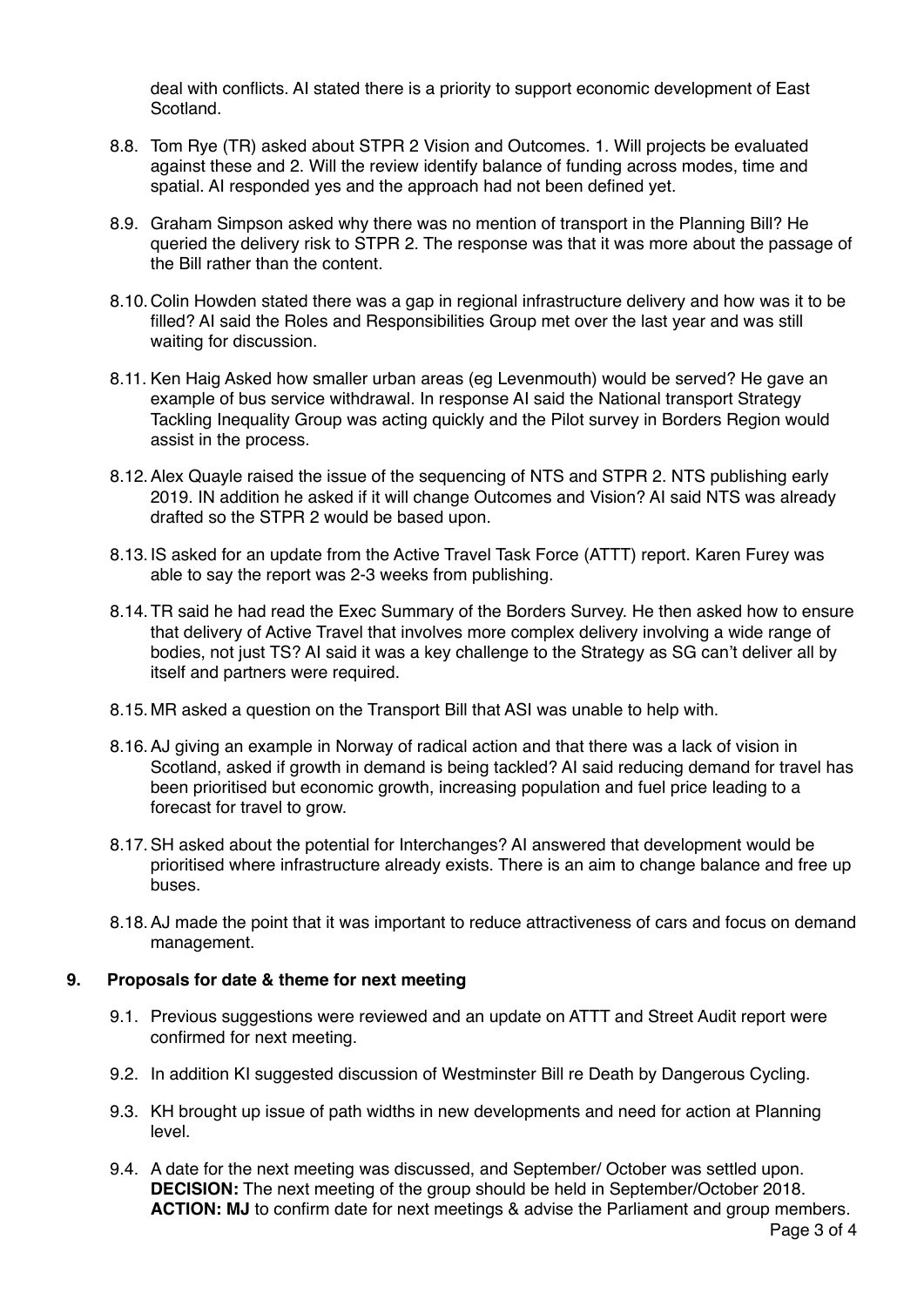deal with conflicts. AI stated there is a priority to support economic development of East Scotland.

8.8. Tom Rye (TR) asked about STPR 2 Vision and Outcomes. 1. Will projects be evaluated against these and 2. Will the review identify balance of funding across modes, time and spatial. AI responded yes and the approach had not been defined yet.

8.9. Graham Simpson asked why there was no mention of transport in the Planning Bill? He queried the delivery risk to STPR 2. The response was that it was more about the passage of the Bill rather than the content.

8.10. Colin Howden stated there was a gap in regional infrastructure delivery and how was it to be filled? AI said the Roles and Responsibilities Group met over the last year and was still waiting for discussion.

8.11. Ken Haig Asked how smaller urban areas (eg Levenmouth) would be served? He gave an example of bus service withdrawal. In response AI said the National transport Strategy Tackling Inequality Group was acting quickly and the Pilot survey in Borders Region would assist in the process.

8.12. Alex Quayle raised the issue of the sequencing of NTS and STPR 2. NTS publishing early 2019. IN addition he asked if it will change Outcomes and Vision? AI said NTS was already drafted so the STPR 2 would be based upon.

8.13. IS asked for an update from the Active Travel Task Force (ATTT) report. Karen Furey was able to say the report was 2-3 weeks from publishing.

8.14. TR said he had read the Exec Summary of the Borders Survey. He then asked how to ensure that delivery of Active Travel that involves more complex delivery involving a wide range of bodies, not just TS? AI said it was a key challenge to the Strategy as SG can't deliver all by itself and partners were required.

8.15. MR asked a question on the Transport Bill that ASI was unable to help with.

8.16. AJ giving an example in Norway of radical action and that there was a lack of vision in Scotland, asked if growth in demand is being tackled? AI said reducing demand for travel has been prioritised but economic growth, increasing population and fuel price leading to a forecast for travel to grow.

8.17. SH asked about the potential for Interchanges? AI answered that development would be prioritised where infrastructure already exists. There is an aim to change balance and free up buses.

8.18. AJ made the point that it was important to reduce attractiveness of cars and focus on demand management.

## 9. Proposals for date & theme for next meeting

9.1. Previous suggestions were reviewed and an update on ATTT and Street Audit report were confirmed for next meeting.

9.2. In addition KI suggested discussion of Westminster Bill re Death by Dangerous Cycling.

9.3. KH brought up issue of path widths in new developments and need for action at Planning level.

9.4. A date for the next meeting was discussed, and September/ October was settled upon. **DECISION:** The next meeting of the group should be held in September/October 2018. **ACTION: MJ** to confirm date for next meetings & advise the Parliament and group members.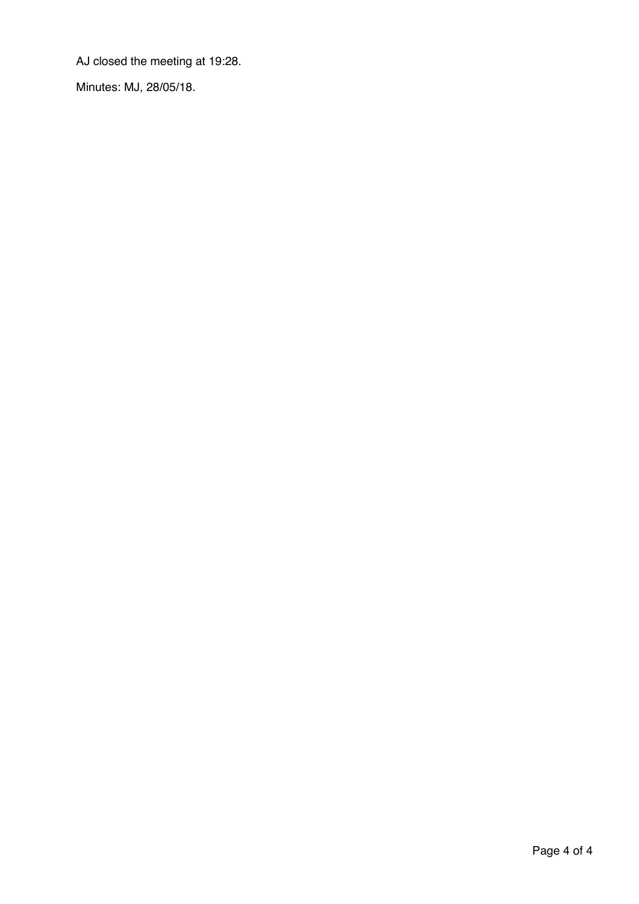AJ closed the meeting at 19:28.

Minutes: MJ, 28/05/18.